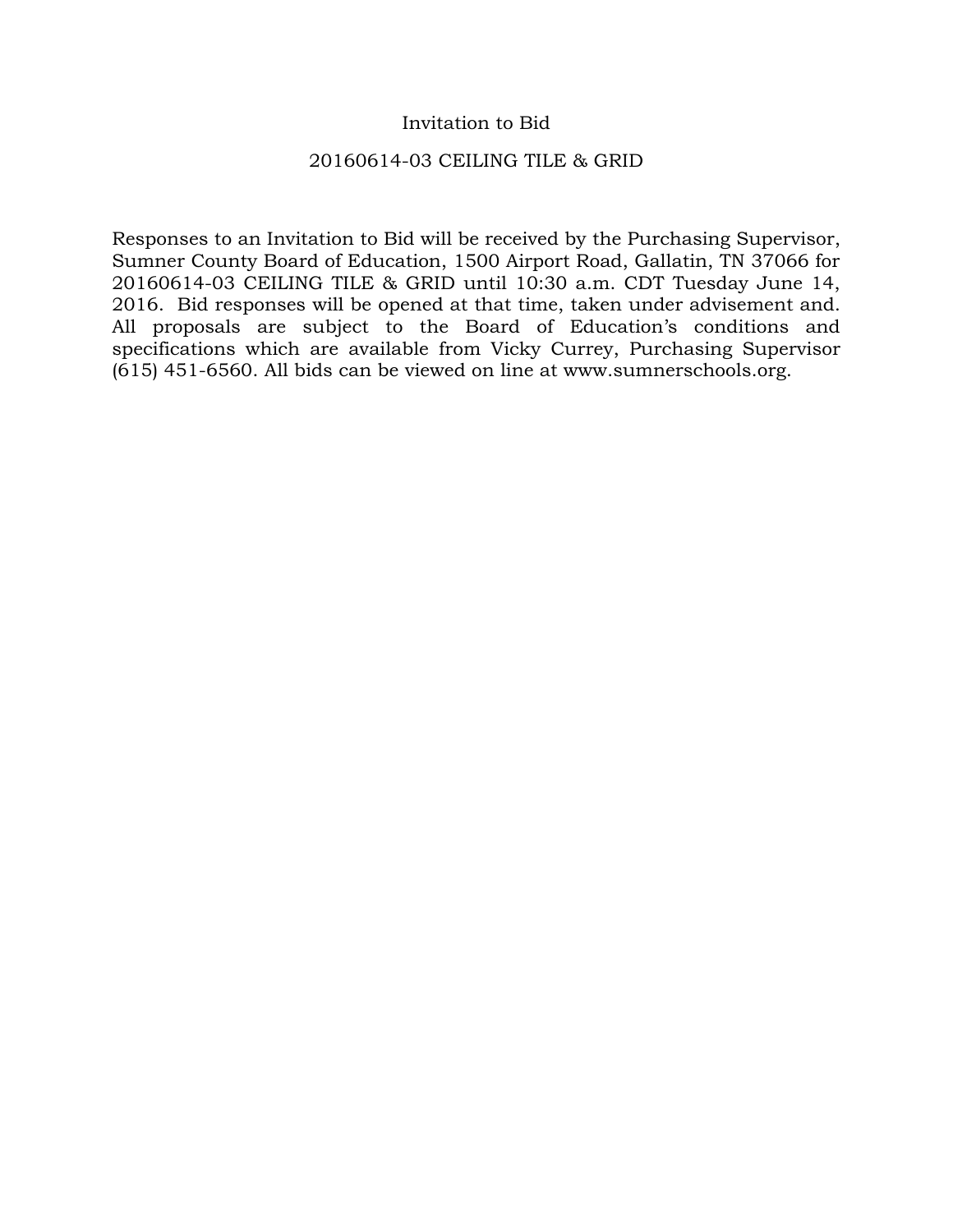# Invitation to Bid

## 20160614-03 CEILING TILE & GRID

Responses to an Invitation to Bid will be received by the Purchasing Supervisor, Sumner County Board of Education, 1500 Airport Road, Gallatin, TN 37066 for 20160614-03 CEILING TILE & GRID until 10:30 a.m. CDT Tuesday June 14, 2016. Bid responses will be opened at that time, taken under advisement and. All proposals are subject to the Board of Education's conditions and specifications which are available from Vicky Currey, Purchasing Supervisor (615) 451-6560. All bids can be viewed on line at www.sumnerschools.org.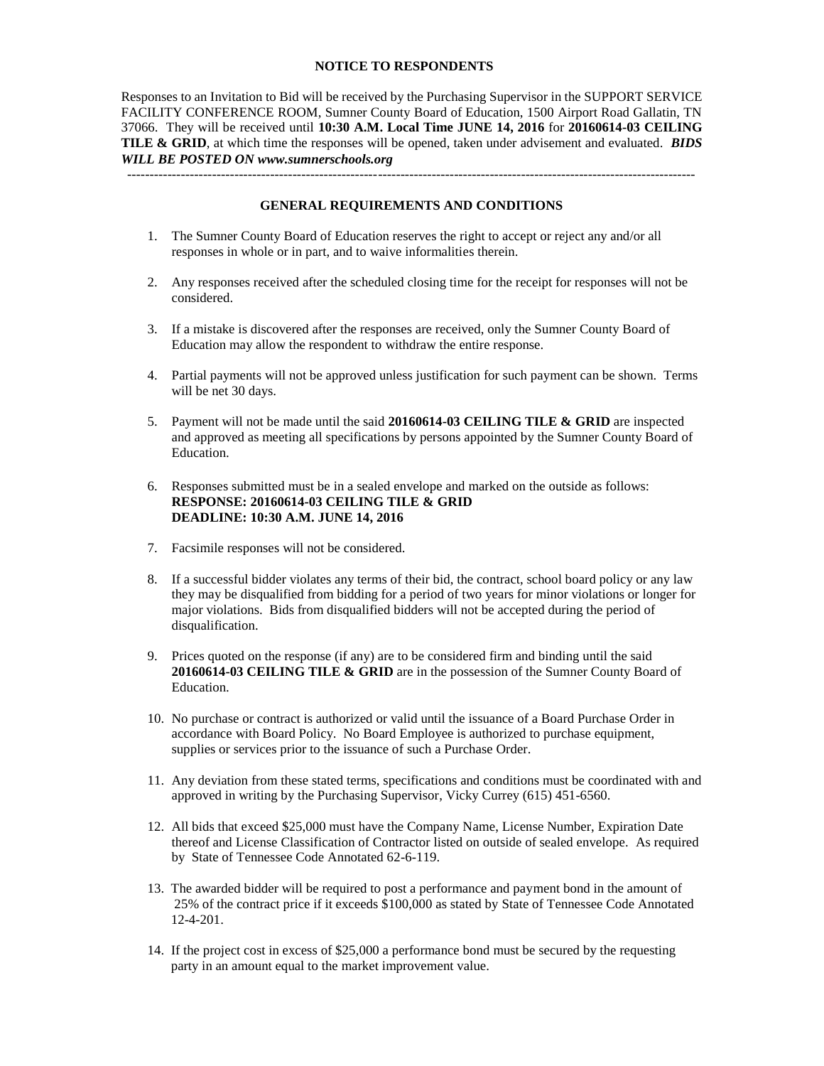**NOTICE TO RESPONDENTS**

Responses to an Invitation to Bid will be received by the Purchasing Supervisor in the SUPPORT SERVICE FACILITY CONFERENCE ROOM, Sumner County Board of Education, 1500 Airport Road Gallatin, TN 37066. They will be received until **10:30 A.M. Local Time JUNE 14, 2016** for **20160614-03 CEILING TILE & GRID**, at which time the responses will be opened, taken under advisement and evaluated. ***BIDS WILL BE POSTED ON www.sumnerschools.org***

---

**GENERAL REQUIREMENTS AND CONDITIONS**

1. The Sumner County Board of Education reserves the right to accept or reject any and/or all responses in whole or in part, and to waive informalities therein.

2. Any responses received after the scheduled closing time for the receipt for responses will not be considered.

3. If a mistake is discovered after the responses are received, only the Sumner County Board of Education may allow the respondent to withdraw the entire response.

4. Partial payments will not be approved unless justification for such payment can be shown. Terms will be net 30 days.

5. Payment will not be made until the said **20160614-03 CEILING TILE & GRID** are inspected and approved as meeting all specifications by persons appointed by the Sumner County Board of Education.

6. Responses submitted must be in a sealed envelope and marked on the outside as follows:
   **RESPONSE: 20160614-03 CEILING TILE & GRID**
   **DEADLINE: 10:30 A.M. JUNE 14, 2016**

7. Facsimile responses will not be considered.

8. If a successful bidder violates any terms of their bid, the contract, school board policy or any law they may be disqualified from bidding for a period of two years for minor violations or longer for major violations. Bids from disqualified bidders will not be accepted during the period of disqualification.

9. Prices quoted on the response (if any) are to be considered firm and binding until the said **20160614-03 CEILING TILE & GRID** are in the possession of the Sumner County Board of Education.

10. No purchase or contract is authorized or valid until the issuance of a Board Purchase Order in accordance with Board Policy. No Board Employee is authorized to purchase equipment, supplies or services prior to the issuance of such a Purchase Order.

11. Any deviation from these stated terms, specifications and conditions must be coordinated with and approved in writing by the Purchasing Supervisor, Vicky Currey (615) 451-6560.

12. All bids that exceed $25,000 must have the Company Name, License Number, Expiration Date thereof and License Classification of Contractor listed on outside of sealed envelope. As required by State of Tennessee Code Annotated 62-6-119.

13. The awarded bidder will be required to post a performance and payment bond in the amount of 25% of the contract price if it exceeds $100,000 as stated by State of Tennessee Code Annotated 12-4-201.

14. If the project cost in excess of $25,000 a performance bond must be secured by the requesting party in an amount equal to the market improvement value.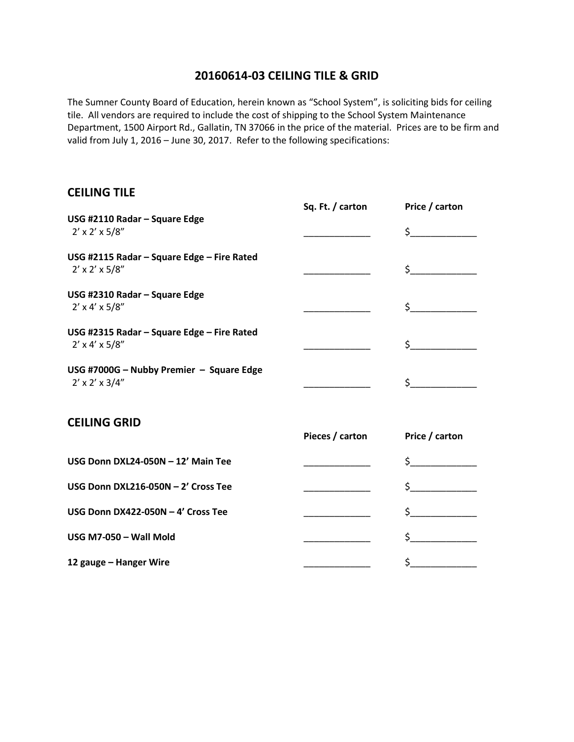## 20160614-03 CEILING TILE & GRID

The Sumner County Board of Education, herein known as "School System", is soliciting bids for ceiling tile. All vendors are required to include the cost of shipping to the School System Maintenance Department, 1500 Airport Rd., Gallatin, TN 37066 in the price of the material. Prices are to be firm and valid from July 1, 2016 – June 30, 2017. Refer to the following specifications:

### CEILING TILE

| | Sq. Ft. / carton | Price / carton |
|---|---|---|
| **USG #2110 Radar – Square Edge**<br>2' x 2' x 5/8" | _____________ | $_____________ |
| **USG #2115 Radar – Square Edge – Fire Rated**<br>2' x 2' x 5/8" | _____________ | $_____________ |
| **USG #2310 Radar – Square Edge**<br>2' x 4' x 5/8" | _____________ | $_____________ |
| **USG #2315 Radar – Square Edge – Fire Rated**<br>2' x 4' x 5/8" | _____________ | $_____________ |
| **USG #7000G – Nubby Premier – Square Edge**<br>2' x 2' x 3/4" | _____________ | $_____________ |

### CEILING GRID

| | Pieces / carton | Price / carton |
|---|---|---|
| **USG Donn DXL24-050N – 12' Main Tee** | _____________ | $_____________ |
| **USG Donn DXL216-050N – 2' Cross Tee** | _____________ | $_____________ |
| **USG Donn DX422-050N – 4' Cross Tee** | _____________ | $_____________ |
| **USG M7-050 – Wall Mold** | _____________ | $_____________ |
| **12 gauge – Hanger Wire** | _____________ | $_____________ |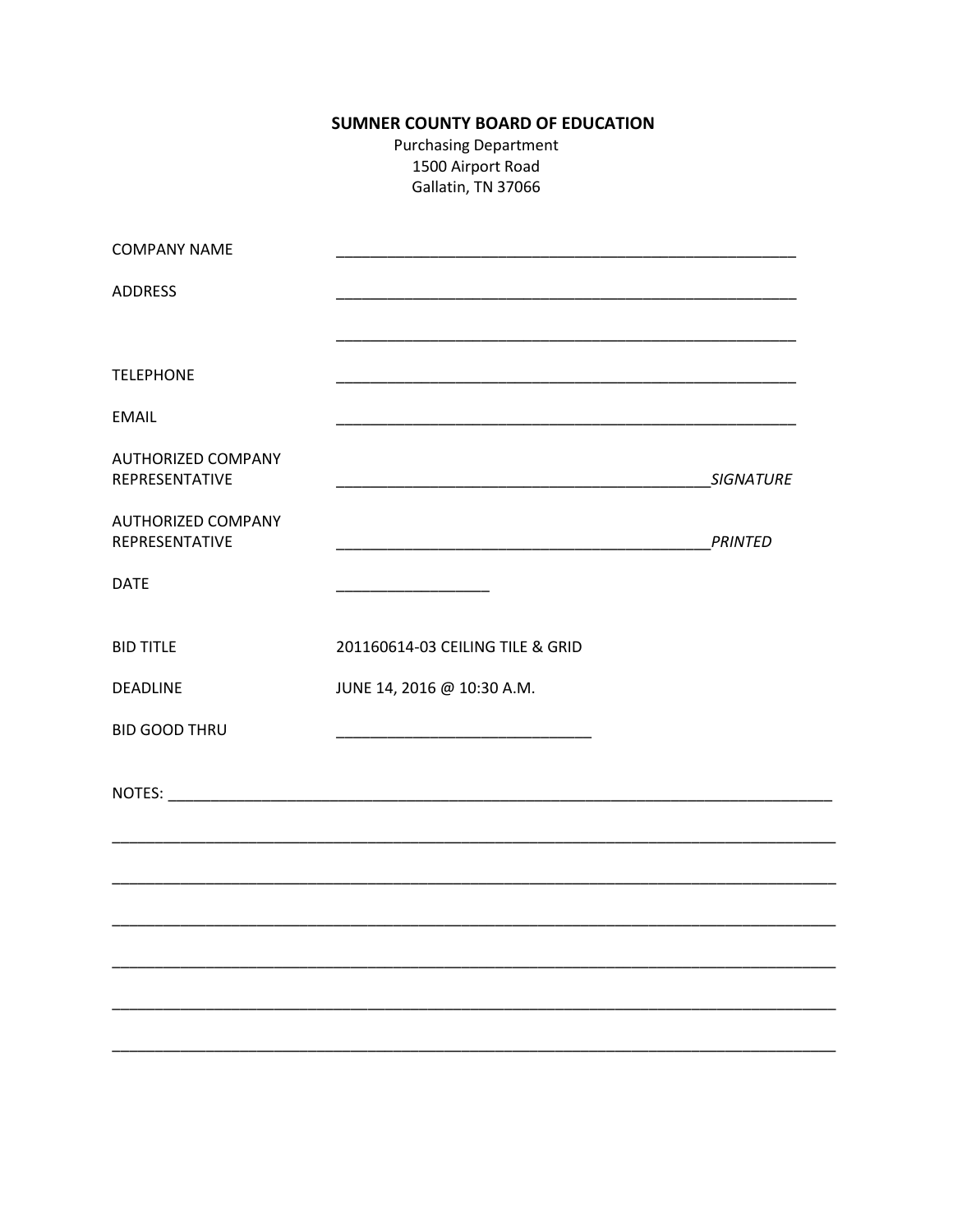**SUMNER COUNTY BOARD OF EDUCATION**

Purchasing Department
1500 Airport Road
Gallatin, TN 37066

COMPANY NAME _______________________________________________________

ADDRESS _______________________________________________________

_______________________________________________________

TELEPHONE _______________________________________________________

EMAIL _______________________________________________________

AUTHORIZED COMPANY REPRESENTATIVE ____________________________________________ *SIGNATURE*

AUTHORIZED COMPANY REPRESENTATIVE ____________________________________________ *PRINTED*

DATE __________________

BID TITLE 201160614-03 CEILING TILE & GRID

DEADLINE JUNE 14, 2016 @ 10:30 A.M.

BID GOOD THRU ______________________________

NOTES: ______________________________________________________________________________

______________________________________________________________________________________

______________________________________________________________________________________

______________________________________________________________________________________

______________________________________________________________________________________

______________________________________________________________________________________

______________________________________________________________________________________